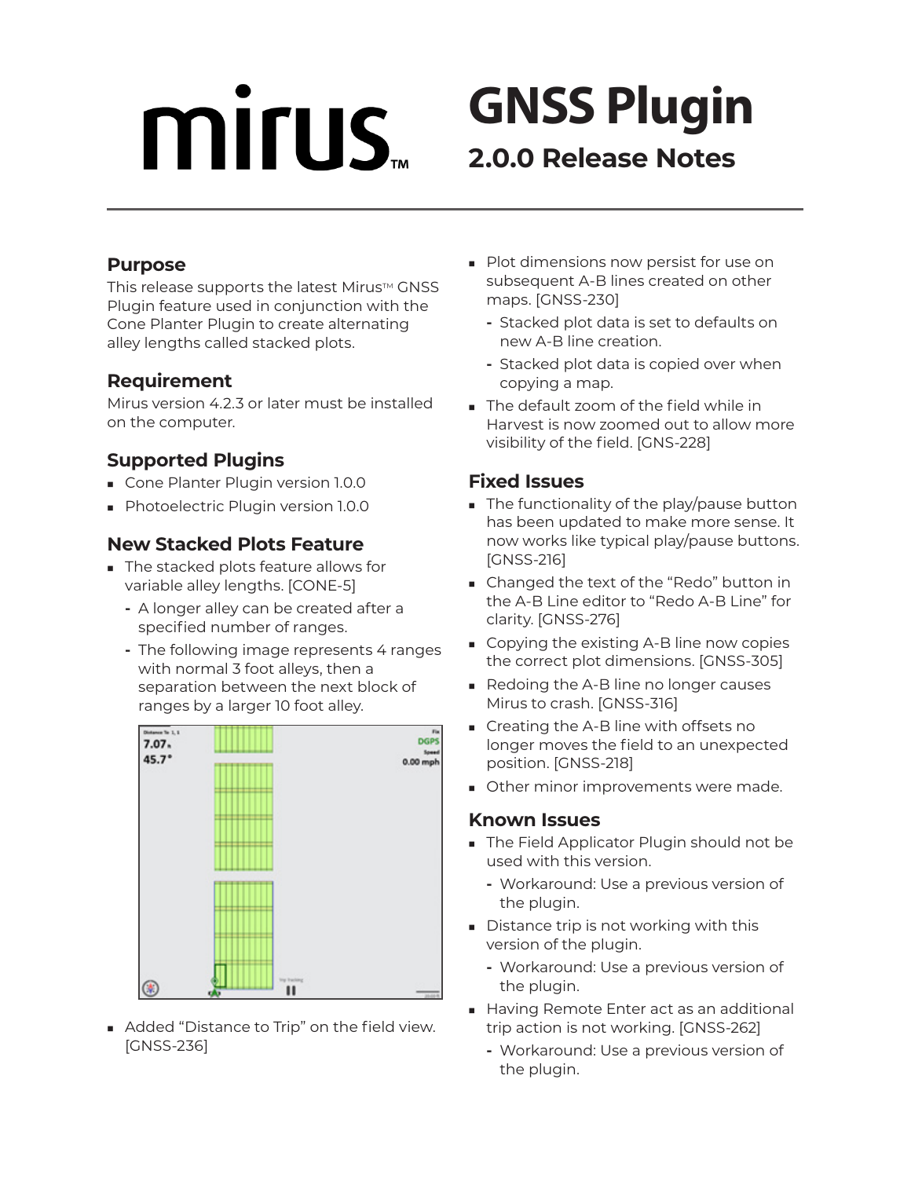# mirus™

# GNSS Plugin

## 2.0.0 Release Notes

### Purpose

This release supports the latest Mirus™ GNSS Plugin feature used in conjunction with the Cone Planter Plugin to create alternating alley lengths called stacked plots.

### Requirement

Mirus version 4.2.3 or later must be installed on the computer.

### Supported Plugins

- Cone Planter Plugin version 1.0.0
- Photoelectric Plugin version 1.0.0

### New Stacked Plots Feature

- The stacked plots feature allows for variable alley lengths. [CONE-5]
  - A longer alley can be created after a specified number of ranges.
  - The following image represents 4 ranges with normal 3 foot alleys, then a separation between the next block of ranges by a larger 10 foot alley.
- Added "Distance to Trip" on the field view. [GNSS-236]
- Plot dimensions now persist for use on subsequent A-B lines created on other maps. [GNSS-230]
  - Stacked plot data is set to defaults on new A-B line creation.
  - Stacked plot data is copied over when copying a map.
- The default zoom of the field while in Harvest is now zoomed out to allow more visibility of the field. [GNS-228]

### Fixed Issues

- The functionality of the play/pause button has been updated to make more sense. It now works like typical play/pause buttons. [GNSS-216]
- Changed the text of the "Redo" button in the A-B Line editor to "Redo A-B Line" for clarity. [GNSS-276]
- Copying the existing A-B line now copies the correct plot dimensions. [GNSS-305]
- Redoing the A-B line no longer causes Mirus to crash. [GNSS-316]
- Creating the A-B line with offsets no longer moves the field to an unexpected position. [GNSS-218]
- Other minor improvements were made.

### Known Issues

- The Field Applicator Plugin should not be used with this version.
  - Workaround: Use a previous version of the plugin.
- Distance trip is not working with this version of the plugin.
  - Workaround: Use a previous version of the plugin.
- Having Remote Enter act as an additional trip action is not working. [GNSS-262]
  - Workaround: Use a previous version of the plugin.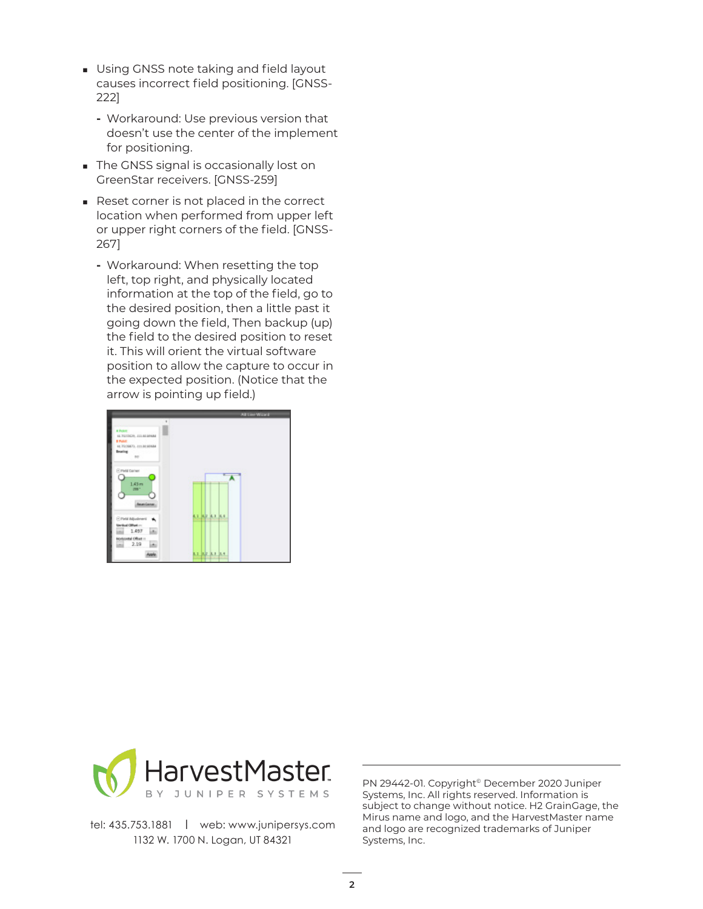- Using GNSS note taking and field layout causes incorrect field positioning. [GNSS-222]
  - Workaround: Use previous version that doesn't use the center of the implement for positioning.
- The GNSS signal is occasionally lost on GreenStar receivers. [GNSS-259]
- Reset corner is not placed in the correct location when performed from upper left or upper right corners of the field. [GNSS-267]
  - Workaround: When resetting the top left, top right, and physically located information at the top of the field, go to the desired position, then a little past it going down the field, Then backup (up) the field to the desired position to reset it. This will orient the virtual software position to allow the capture to occur in the expected position. (Notice that the arrow is pointing up field.)

HarvestMaster
BY JUNIPER SYSTEMS

tel: 435.753.1881 | web: www.junipersys.com
1132 W. 1700 N. Logan, UT 84321

PN 29442-01. Copyright© December 2020 Juniper Systems, Inc. All rights reserved. Information is subject to change without notice. H2 GrainGage, the Mirus name and logo, and the HarvestMaster name and logo are recognized trademarks of Juniper Systems, Inc.